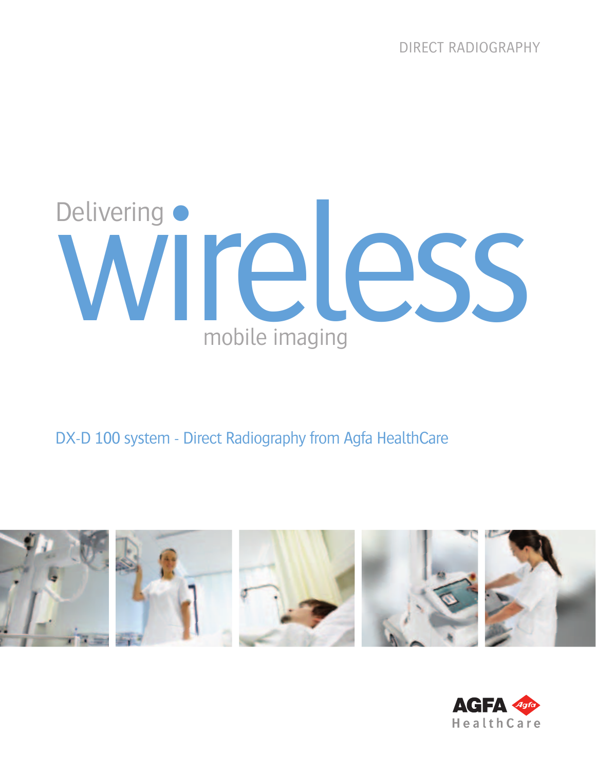DIRECT RADIOGRAPHY

# Delivering wireless mobile imaging

DX-D 100 system - Direct Radiography from Agfa HealthCare

AGFA HealthCare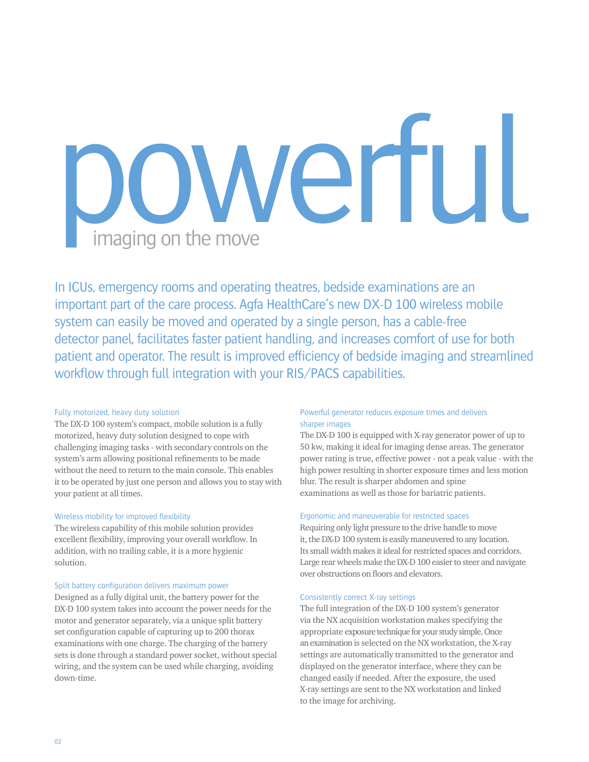# powerful

## imaging on the move

In ICUs, emergency rooms and operating theatres, bedside examinations are an important part of the care process. Agfa HealthCare's new DX-D 100 wireless mobile system can easily be moved and operated by a single person, has a cable-free detector panel, facilitates faster patient handling, and increases comfort of use for both patient and operator. The result is improved efficiency of bedside imaging and streamlined workflow through full integration with your RIS/PACS capabilities.

### Fully motorized, heavy duty solution

The DX-D 100 system's compact, mobile solution is a fully motorized, heavy duty solution designed to cope with challenging imaging tasks - with secondary controls on the system's arm allowing positional refinements to be made without the need to return to the main console. This enables it to be operated by just one person and allows you to stay with your patient at all times.

### Wireless mobility for improved flexibility

The wireless capability of this mobile solution provides excellent flexibility, improving your overall workflow. In addition, with no trailing cable, it is a more hygienic solution.

### Split battery configuration delivers maximum power

Designed as a fully digital unit, the battery power for the DX-D 100 system takes into account the power needs for the motor and generator separately, via a unique split battery set configuration capable of capturing up to 200 thorax examinations with one charge. The charging of the battery sets is done through a standard power socket, without special wiring, and the system can be used while charging, avoiding down-time.

### Powerful generator reduces exposure times and delivers sharper images

The DX-D 100 is equipped with X-ray generator power of up to 50 kw, making it ideal for imaging dense areas. The generator power rating is true, effective power - not a peak value - with the high power resulting in shorter exposure times and less motion blur. The result is sharper abdomen and spine examinations as well as those for bariatric patients.

### Ergonomic and maneuverable for restricted spaces

Requiring only light pressure to the drive handle to move it, the DX-D 100 system is easily maneuvered to any location. Its small width makes it ideal for restricted spaces and corridors. Large rear wheels make the DX-D 100 easier to steer and navigate over obstructions on floors and elevators.

### Consistently correct X-ray settings

The full integration of the DX-D 100 system's generator via the NX acquisition workstation makes specifying the appropriate exposure technique for your study simple. Once an examination is selected on the NX workstation, the X-ray settings are automatically transmitted to the generator and displayed on the generator interface, where they can be changed easily if needed. After the exposure, the used X-ray settings are sent to the NX workstation and linked to the image for archiving.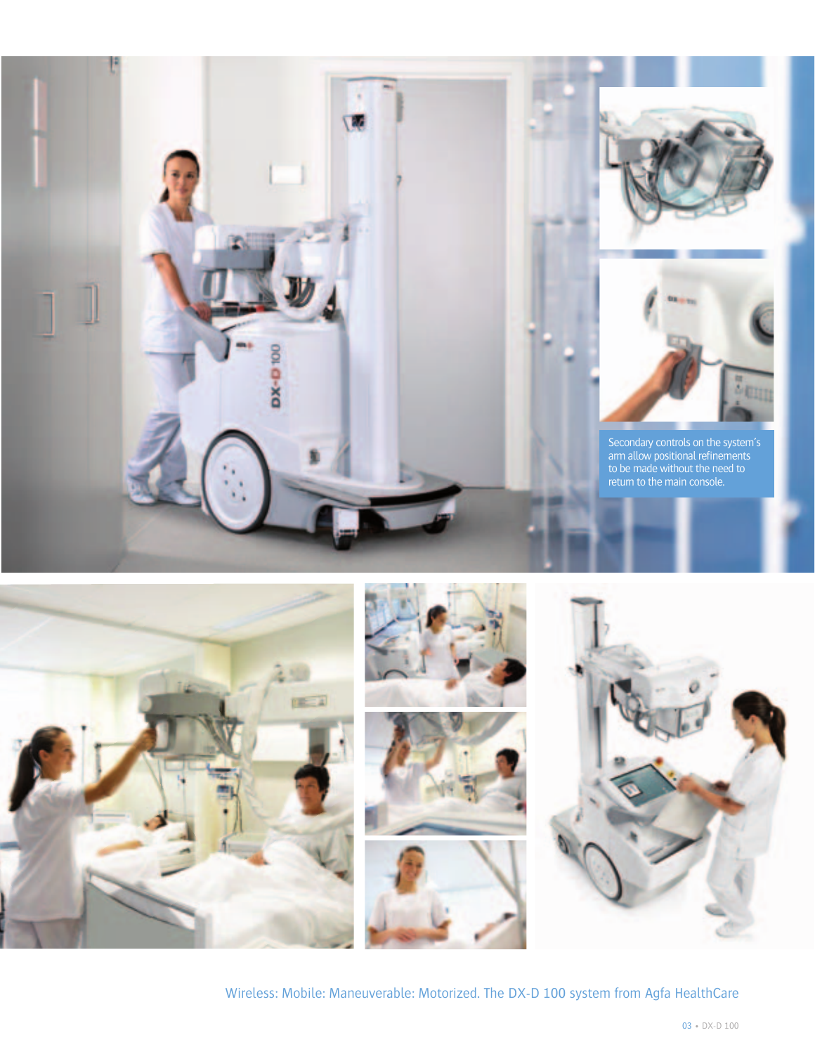Secondary controls on the system's arm allow positional refinements to be made without the need to return to the main console.

Wireless: Mobile: Maneuverable: Motorized. The DX-D 100 system from Agfa HealthCare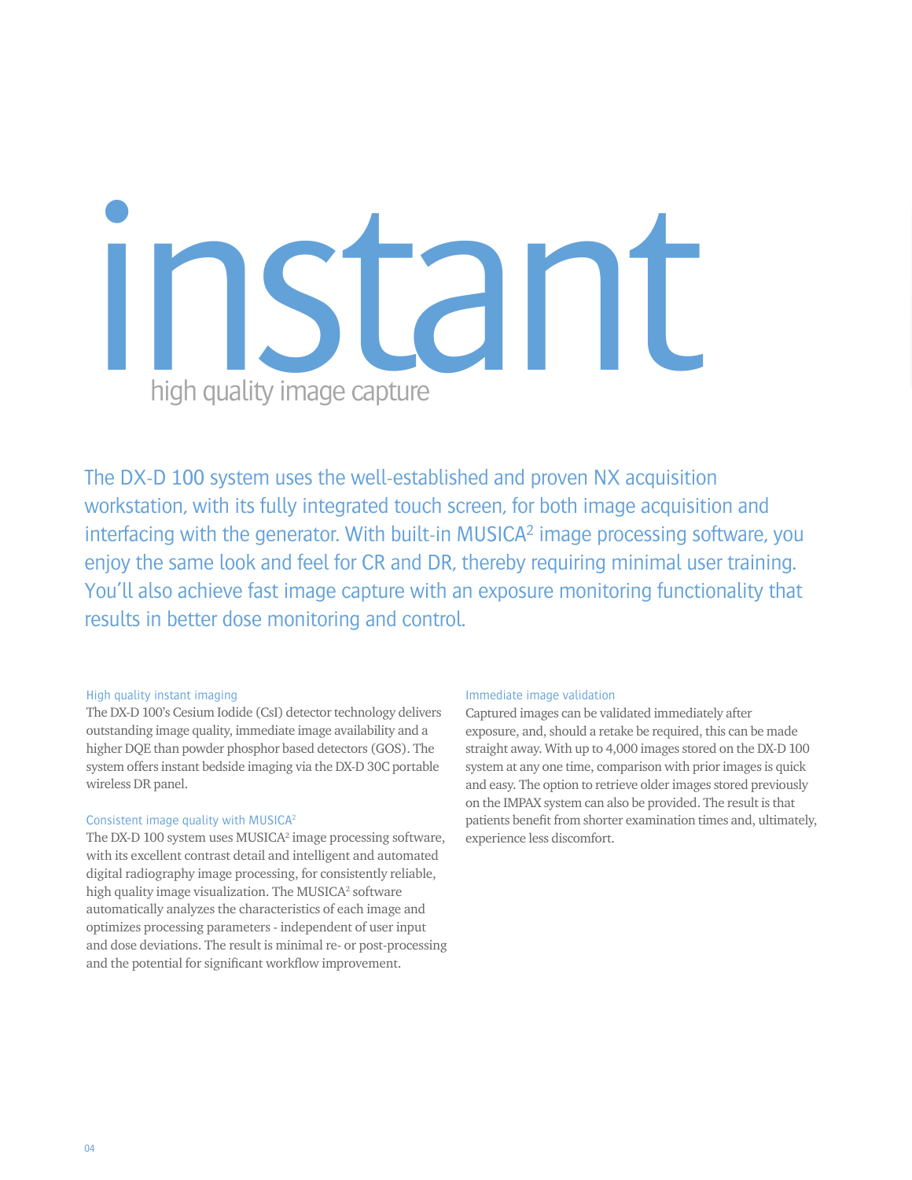# instant

## high quality image capture

The DX-D 100 system uses the well-established and proven NX acquisition workstation, with its fully integrated touch screen, for both image acquisition and interfacing with the generator. With built-in MUSICA² image processing software, you enjoy the same look and feel for CR and DR, thereby requiring minimal user training. You'll also achieve fast image capture with an exposure monitoring functionality that results in better dose monitoring and control.

### High quality instant imaging

The DX-D 100's Cesium Iodide (CsI) detector technology delivers outstanding image quality, immediate image availability and a higher DQE than powder phosphor based detectors (GOS). The system offers instant bedside imaging via the DX-D 30C portable wireless DR panel.

### Consistent image quality with MUSICA²

The DX-D 100 system uses MUSICA² image processing software, with its excellent contrast detail and intelligent and automated digital radiography image processing, for consistently reliable, high quality image visualization. The MUSICA² software automatically analyzes the characteristics of each image and optimizes processing parameters - independent of user input and dose deviations. The result is minimal re- or post-processing and the potential for significant workflow improvement.

### Immediate image validation

Captured images can be validated immediately after exposure, and, should a retake be required, this can be made straight away. With up to 4,000 images stored on the DX-D 100 system at any one time, comparison with prior images is quick and easy. The option to retrieve older images stored previously on the IMPAX system can also be provided. The result is that patients benefit from shorter examination times and, ultimately, experience less discomfort.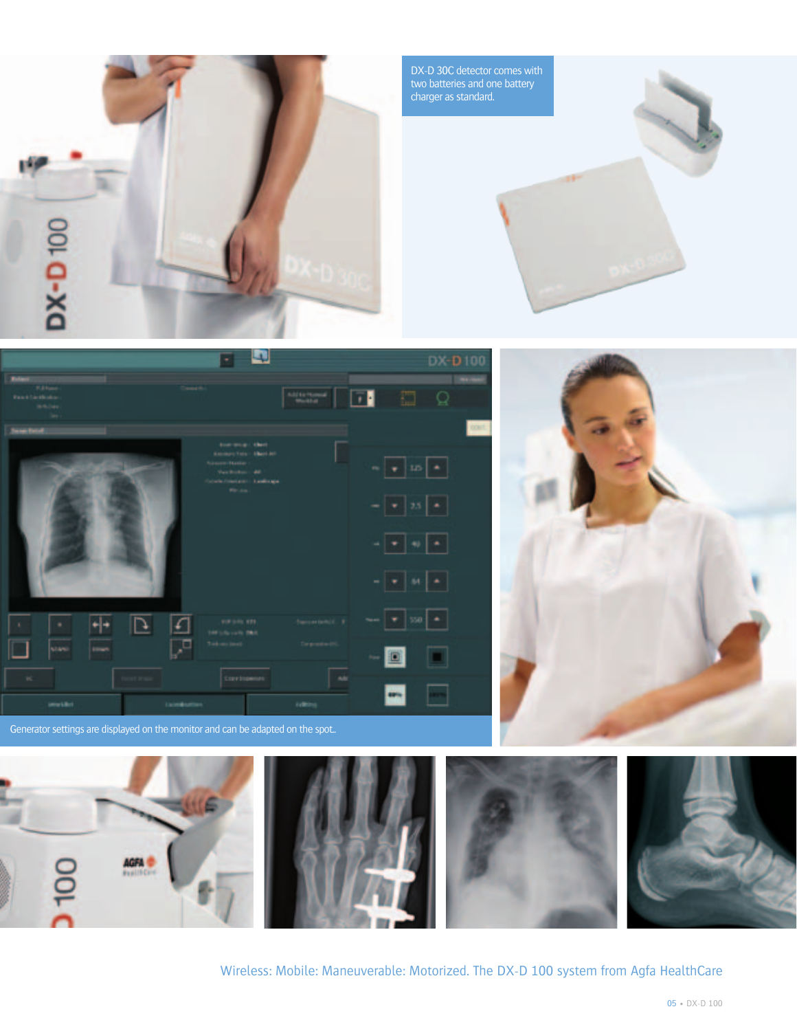DX-D 30C detector comes with two batteries and one battery charger as standard.

Generator settings are displayed on the monitor and can be adapted on the spot.

Wireless: Mobile: Maneuverable: Motorized. The DX-D 100 system from Agfa HealthCare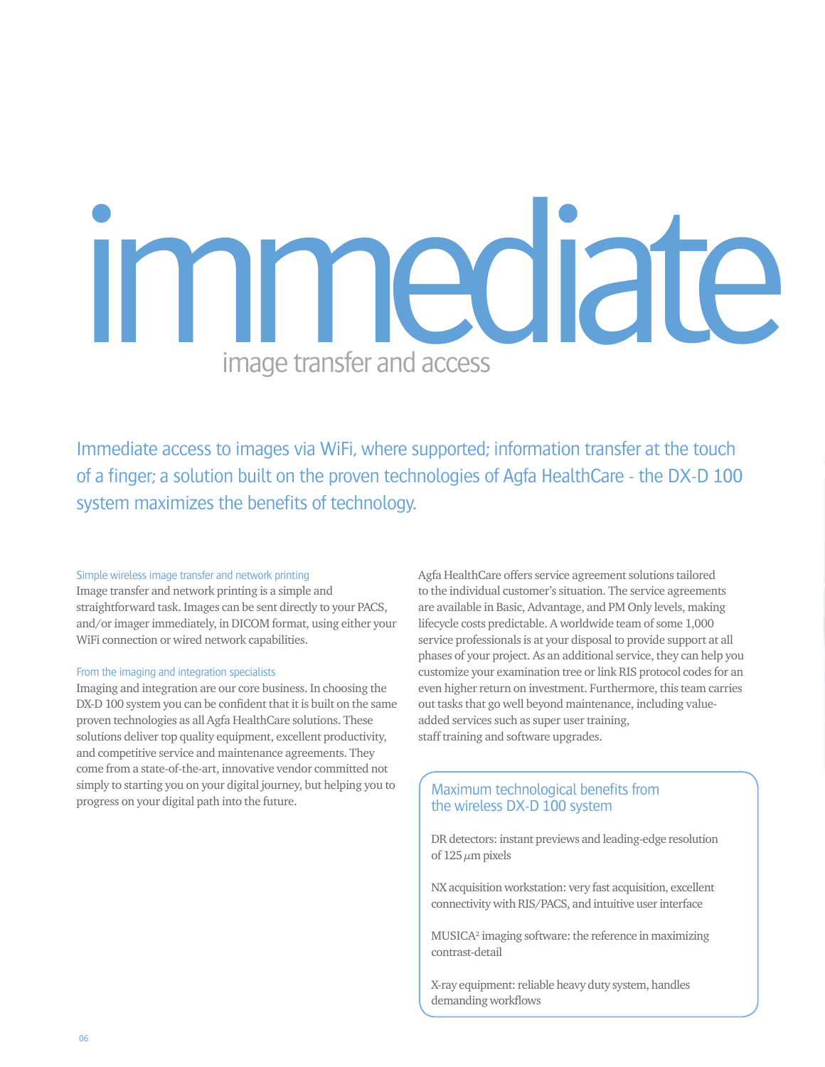# immediate

## image transfer and access

Immediate access to images via WiFi, where supported; information transfer at the touch of a finger; a solution built on the proven technologies of Agfa HealthCare - the DX-D 100 system maximizes the benefits of technology.

### Simple wireless image transfer and network printing

Image transfer and network printing is a simple and straightforward task. Images can be sent directly to your PACS, and/or imager immediately, in DICOM format, using either your WiFi connection or wired network capabilities.

### From the imaging and integration specialists

Imaging and integration are our core business. In choosing the DX-D 100 system you can be confident that it is built on the same proven technologies as all Agfa HealthCare solutions. These solutions deliver top quality equipment, excellent productivity, and competitive service and maintenance agreements. They come from a state-of-the-art, innovative vendor committed not simply to starting you on your digital journey, but helping you to progress on your digital path into the future.

Agfa HealthCare offers service agreement solutions tailored to the individual customer's situation. The service agreements are available in Basic, Advantage, and PM Only levels, making lifecycle costs predictable. A worldwide team of some 1,000 service professionals is at your disposal to provide support at all phases of your project. As an additional service, they can help you customize your examination tree or link RIS protocol codes for an even higher return on investment. Furthermore, this team carries out tasks that go well beyond maintenance, including value-added services such as super user training, staff training and software upgrades.

### Maximum technological benefits from the wireless DX-D 100 system

DR detectors: instant previews and leading-edge resolution of 125 $\mu$m pixels

NX acquisition workstation: very fast acquisition, excellent connectivity with RIS/PACS, and intuitive user interface

MUSICA$^2$ imaging software: the reference in maximizing contrast-detail

X-ray equipment: reliable heavy duty system, handles demanding workflows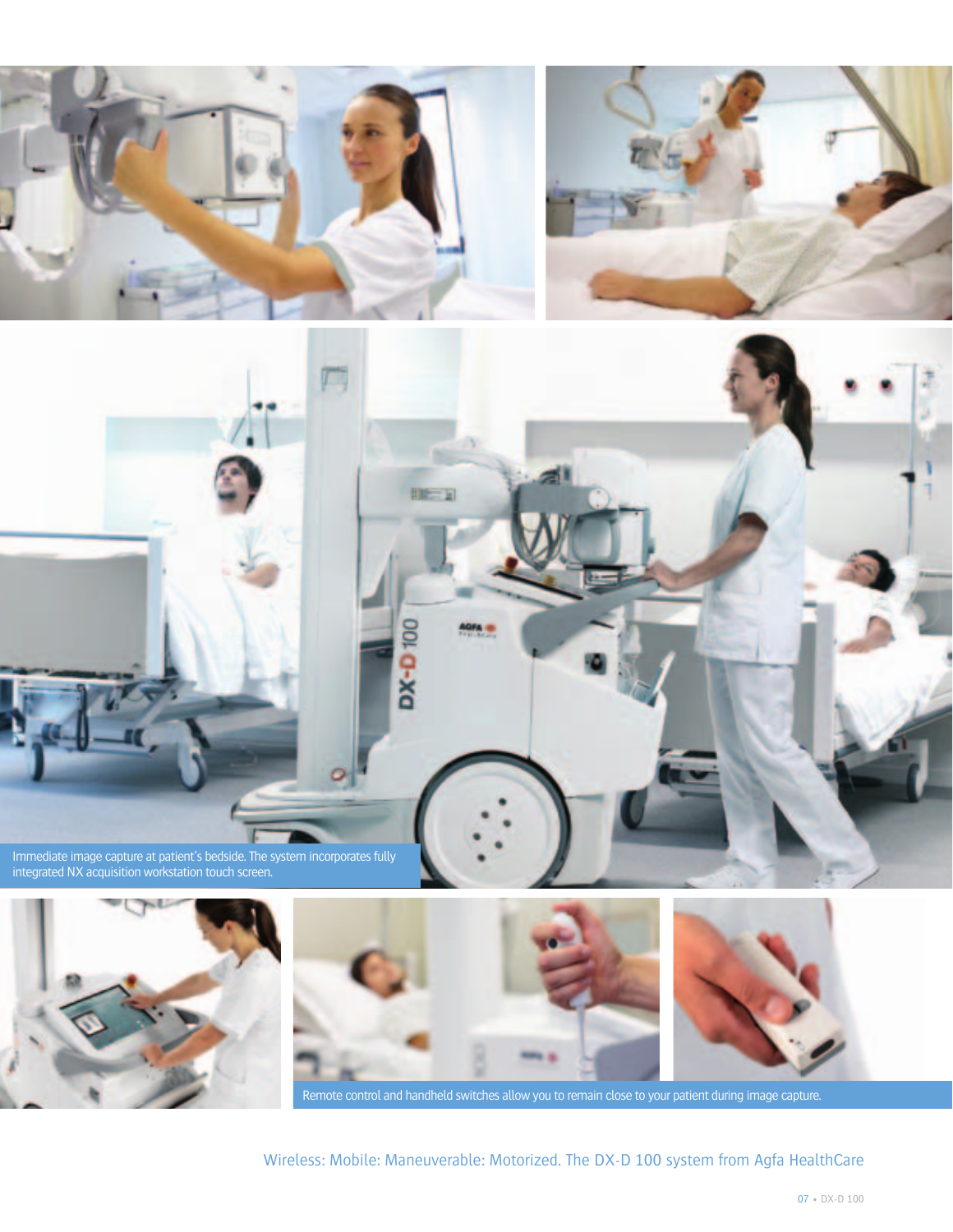Immediate image capture at patient's bedside. The system incorporates fully integrated NX acquisition workstation touch screen.

Remote control and handheld switches allow you to remain close to your patient during image capture.

Wireless: Mobile: Maneuverable: Motorized. The DX-D 100 system from Agfa HealthCare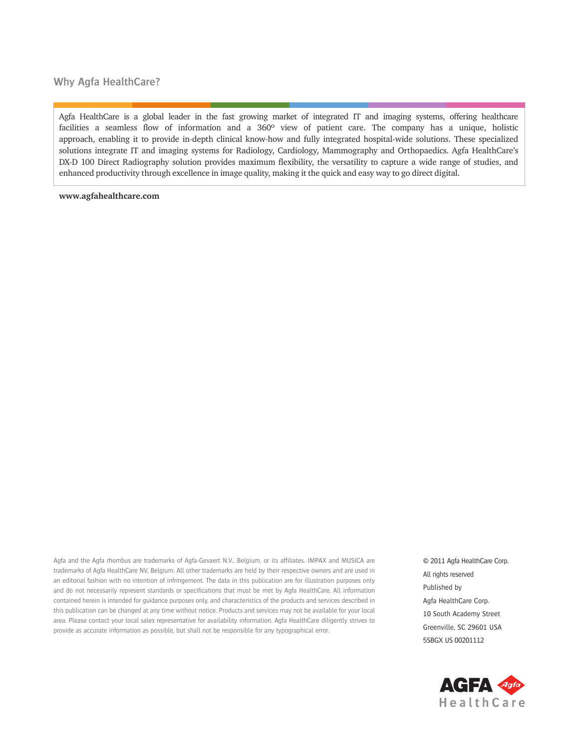## Why Agfa HealthCare?

Agfa HealthCare is a global leader in the fast growing market of integrated IT and imaging systems, offering healthcare facilities a seamless flow of information and a 360º view of patient care. The company has a unique, holistic approach, enabling it to provide in-depth clinical know-how and fully integrated hospital-wide solutions. These specialized solutions integrate IT and imaging systems for Radiology, Cardiology, Mammography and Orthopaedics. Agfa HealthCare's DX-D 100 Direct Radiography solution provides maximum flexibility, the versatility to capture a wide range of studies, and enhanced productivity through excellence in image quality, making it the quick and easy way to go direct digital.

**www.agfahealthcare.com**

Agfa and the Agfa rhombus are trademarks of Agfa-Gevaert N.V., Belgium, or its affiliates. IMPAX and MUSICA are trademarks of Agfa HealthCare NV, Belgium. All other trademarks are held by their respective owners and are used in an editorial fashion with no intention of infringement. The data in this publication are for illustration purposes only and do not necessarily represent standards or specifications that must be met by Agfa HealthCare. All information contained herein is intended for guidance purposes only, and characteristics of the products and services described in this publication can be changed at any time without notice. Products and services may not be available for your local area. Please contact your local sales representative for availability information. Agfa HealthCare diligently strives to provide as accurate information as possible, but shall not be responsible for any typographical error.

© 2011 Agfa HealthCare Corp.
All rights reserved
Published by
Agfa HealthCare Corp.
10 South Academy Street
Greenville, SC 29601 USA
5SBGX US 00201112

AGFA HealthCare